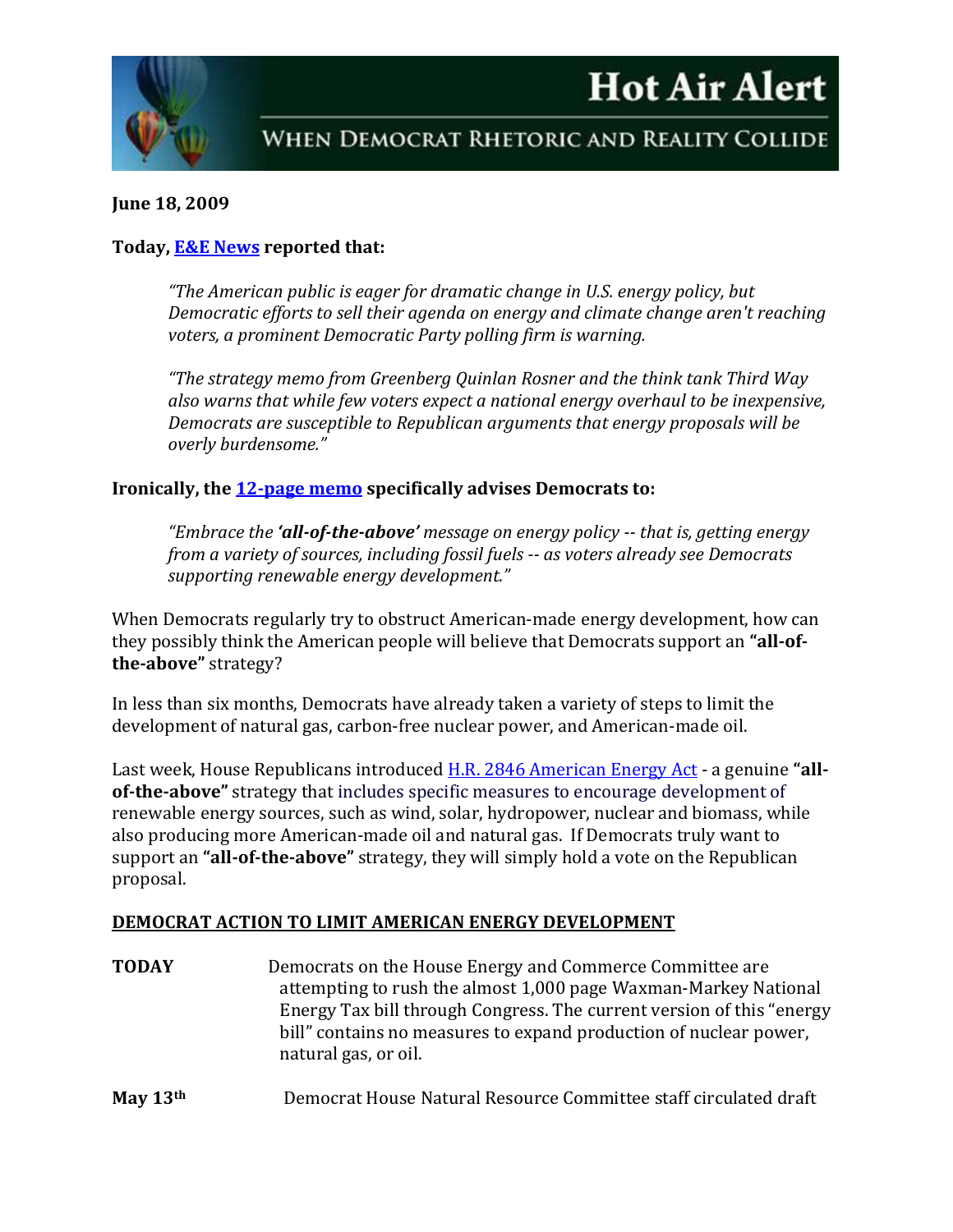# Hot Air Alert

## When Democrat Rhetoric and Reality Collide

**June 18, 2009**

**Today, E&E News reported that:**

> *"The American public is eager for dramatic change in U.S. energy policy, but Democratic efforts to sell their agenda on energy and climate change aren't reaching voters, a prominent Democratic Party polling firm is warning.*
>
> *"The strategy memo from Greenberg Quinlan Rosner and the think tank Third Way also warns that while few voters expect a national energy overhaul to be inexpensive, Democrats are susceptible to Republican arguments that energy proposals will be overly burdensome."*

**Ironically, the 12-page memo specifically advises Democrats to:**

> *"Embrace the **'all-of-the-above'** message on energy policy -- that is, getting energy from a variety of sources, including fossil fuels -- as voters already see Democrats supporting renewable energy development."*

When Democrats regularly try to obstruct American-made energy development, how can they possibly think the American people will believe that Democrats support an **"all-of-the-above"** strategy?

In less than six months, Democrats have already taken a variety of steps to limit the development of natural gas, carbon-free nuclear power, and American-made oil.

Last week, House Republicans introduced H.R. 2846 American Energy Act - a genuine **"all-of-the-above"** strategy that includes specific measures to encourage development of renewable energy sources, such as wind, solar, hydropower, nuclear and biomass, while also producing more American-made oil and natural gas. If Democrats truly want to support an **"all-of-the-above"** strategy, they will simply hold a vote on the Republican proposal.

**DEMOCRAT ACTION TO LIMIT AMERICAN ENERGY DEVELOPMENT**

**TODAY** Democrats on the House Energy and Commerce Committee are attempting to rush the almost 1,000 page Waxman-Markey National Energy Tax bill through Congress. The current version of this "energy bill" contains no measures to expand production of nuclear power, natural gas, or oil.

**May 13th** Democrat House Natural Resource Committee staff circulated draft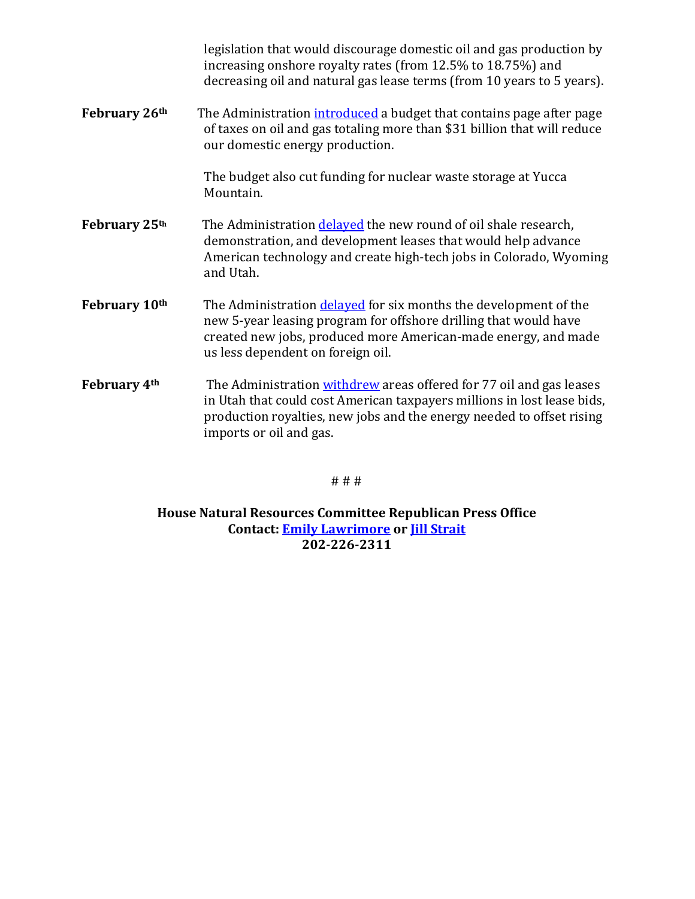legislation that would discourage domestic oil and gas production by increasing onshore royalty rates (from 12.5% to 18.75%) and decreasing oil and natural gas lease terms (from 10 years to 5 years).

**February 26th** The Administration introduced a budget that contains page after page of taxes on oil and gas totaling more than $31 billion that will reduce our domestic energy production.

The budget also cut funding for nuclear waste storage at Yucca Mountain.

**February 25th** The Administration delayed the new round of oil shale research, demonstration, and development leases that would help advance American technology and create high-tech jobs in Colorado, Wyoming and Utah.

**February 10th** The Administration delayed for six months the development of the new 5-year leasing program for offshore drilling that would have created new jobs, produced more American-made energy, and made us less dependent on foreign oil.

**February 4th** The Administration withdrew areas offered for 77 oil and gas leases in Utah that could cost American taxpayers millions in lost lease bids, production royalties, new jobs and the energy needed to offset rising imports or oil and gas.

# # #

**House Natural Resources Committee Republican Press Office**
**Contact: Emily Lawrimore or Jill Strait**
**202-226-2311**